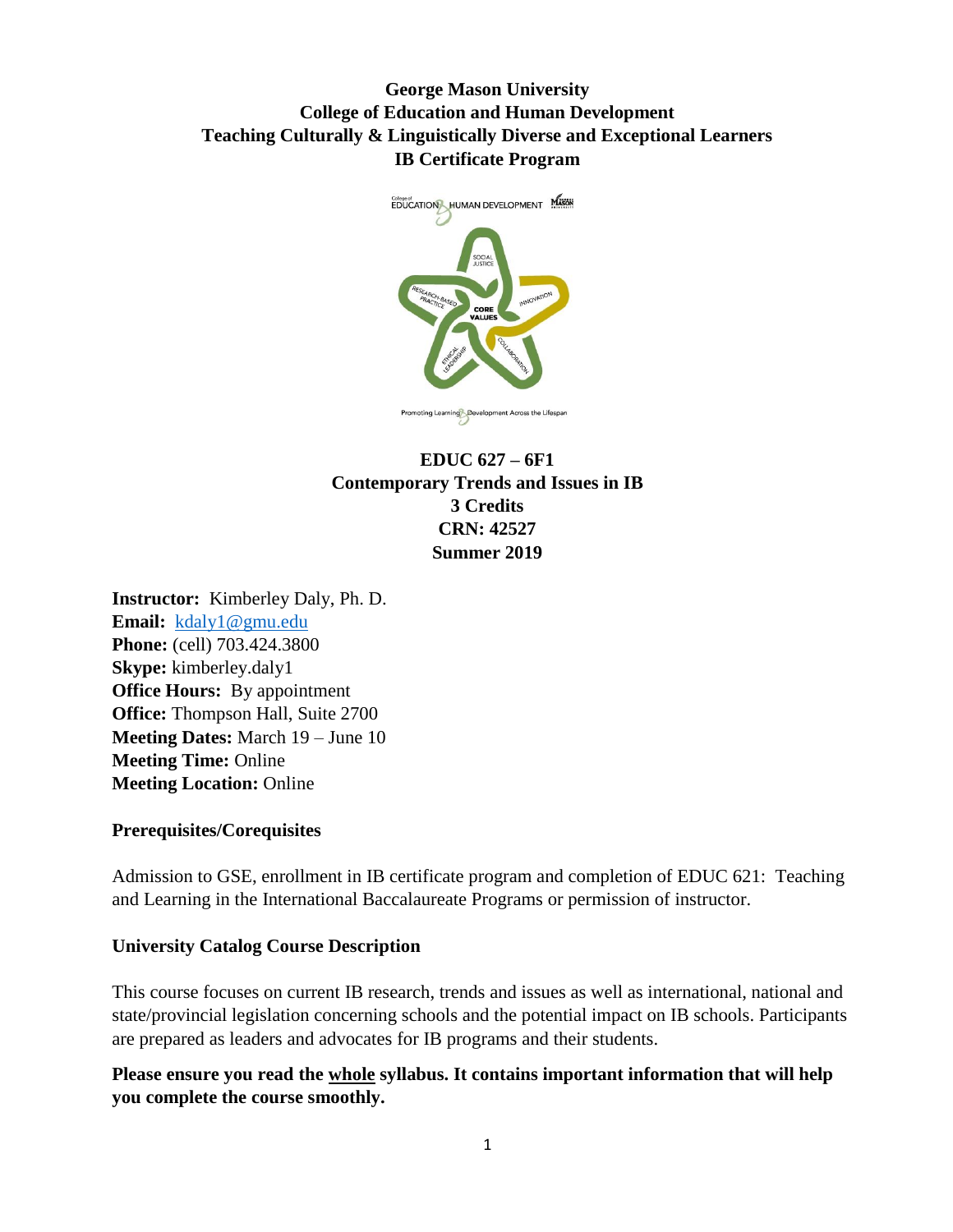**George Mason University**
**College of Education and Human Development**
**Teaching Culturally & Linguistically Diverse and Exceptional Learners**
**IB Certificate Program**

**EDUC 627 – 6F1**
**Contemporary Trends and Issues in IB**
**3 Credits**
**CRN: 42527**
**Summer 2019**

**Instructor:** Kimberley Daly, Ph. D.
**Email:** kdaly1@gmu.edu
**Phone:** (cell) 703.424.3800
**Skype:** kimberley.daly1
**Office Hours:** By appointment
**Office:** Thompson Hall, Suite 2700
**Meeting Dates:** March 19 – June 10
**Meeting Time:** Online
**Meeting Location:** Online

## Prerequisites/Corequisites

Admission to GSE, enrollment in IB certificate program and completion of EDUC 621: Teaching and Learning in the International Baccalaureate Programs or permission of instructor.

## University Catalog Course Description

This course focuses on current IB research, trends and issues as well as international, national and state/provincial legislation concerning schools and the potential impact on IB schools. Participants are prepared as leaders and advocates for IB programs and their students.

**Please ensure you read the whole syllabus. It contains important information that will help you complete the course smoothly.**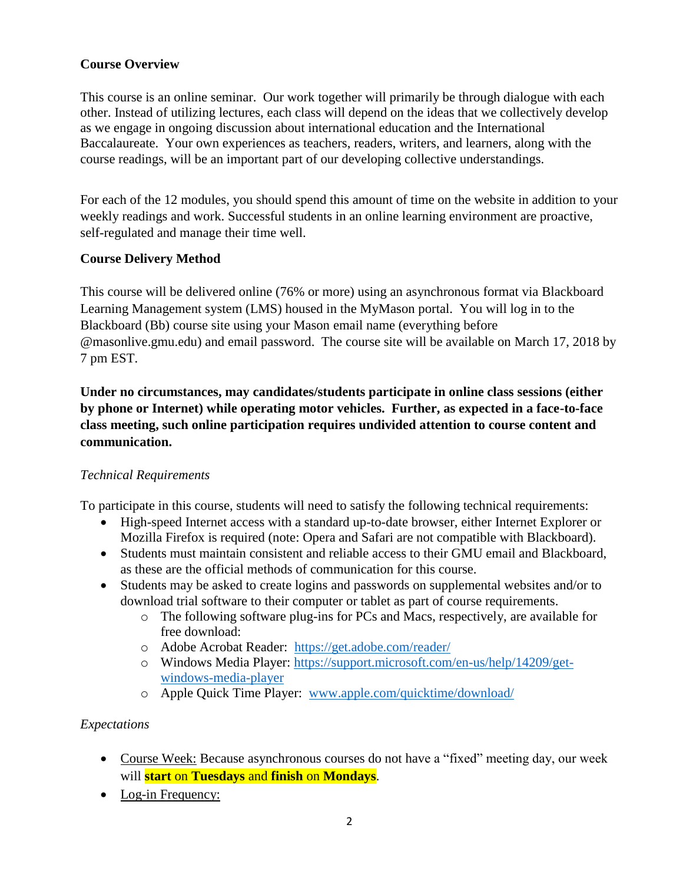**Course Overview**

This course is an online seminar. Our work together will primarily be through dialogue with each other. Instead of utilizing lectures, each class will depend on the ideas that we collectively develop as we engage in ongoing discussion about international education and the International Baccalaureate. Your own experiences as teachers, readers, writers, and learners, along with the course readings, will be an important part of our developing collective understandings.

For each of the 12 modules, you should spend this amount of time on the website in addition to your weekly readings and work. Successful students in an online learning environment are proactive, self-regulated and manage their time well.

**Course Delivery Method**

This course will be delivered online (76% or more) using an asynchronous format via Blackboard Learning Management system (LMS) housed in the MyMason portal. You will log in to the Blackboard (Bb) course site using your Mason email name (everything before @masonlive.gmu.edu) and email password. The course site will be available on March 17, 2018 by 7 pm EST.

**Under no circumstances, may candidates/students participate in online class sessions (either by phone or Internet) while operating motor vehicles. Further, as expected in a face-to-face class meeting, such online participation requires undivided attention to course content and communication.**

*Technical Requirements*

To participate in this course, students will need to satisfy the following technical requirements:

- High-speed Internet access with a standard up-to-date browser, either Internet Explorer or Mozilla Firefox is required (note: Opera and Safari are not compatible with Blackboard).
- Students must maintain consistent and reliable access to their GMU email and Blackboard, as these are the official methods of communication for this course.
- Students may be asked to create logins and passwords on supplemental websites and/or to download trial software to their computer or tablet as part of course requirements.
    - The following software plug-ins for PCs and Macs, respectively, are available for free download:
    - Adobe Acrobat Reader: https://get.adobe.com/reader/
    - Windows Media Player: https://support.microsoft.com/en-us/help/14209/get-windows-media-player
    - Apple Quick Time Player: www.apple.com/quicktime/download/

*Expectations*

- Course Week: Because asynchronous courses do not have a "fixed" meeting day, our week will **start** on **Tuesdays** and **finish** on **Mondays**.
- Log-in Frequency: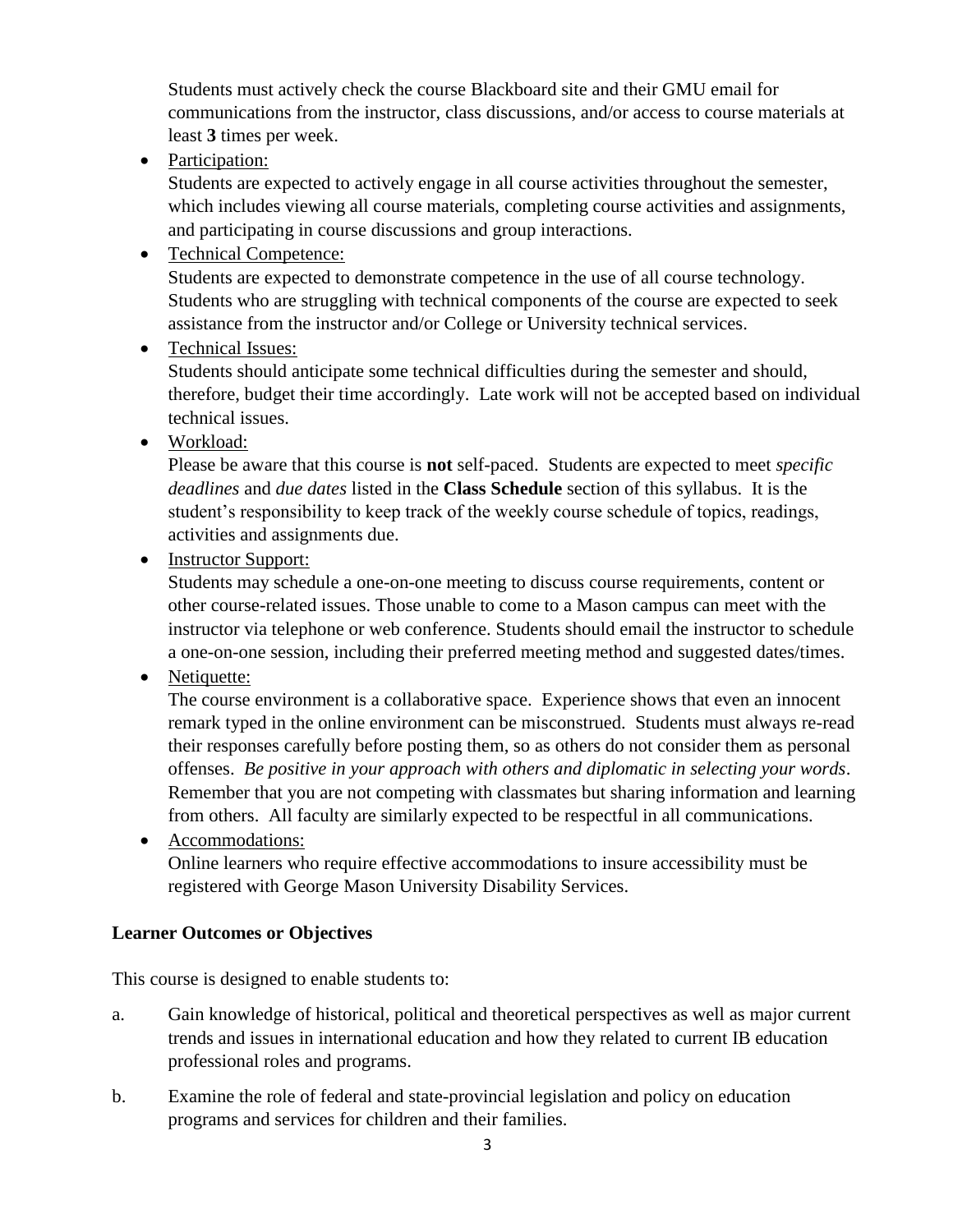Students must actively check the course Blackboard site and their GMU email for communications from the instructor, class discussions, and/or access to course materials at least **3** times per week.

- Participation:
  Students are expected to actively engage in all course activities throughout the semester, which includes viewing all course materials, completing course activities and assignments, and participating in course discussions and group interactions.
- Technical Competence:
  Students are expected to demonstrate competence in the use of all course technology. Students who are struggling with technical components of the course are expected to seek assistance from the instructor and/or College or University technical services.
- Technical Issues:
  Students should anticipate some technical difficulties during the semester and should, therefore, budget their time accordingly. Late work will not be accepted based on individual technical issues.
- Workload:
  Please be aware that this course is **not** self-paced. Students are expected to meet *specific deadlines* and *due dates* listed in the **Class Schedule** section of this syllabus. It is the student's responsibility to keep track of the weekly course schedule of topics, readings, activities and assignments due.
- Instructor Support:
  Students may schedule a one-on-one meeting to discuss course requirements, content or other course-related issues. Those unable to come to a Mason campus can meet with the instructor via telephone or web conference. Students should email the instructor to schedule a one-on-one session, including their preferred meeting method and suggested dates/times.
- Netiquette:
  The course environment is a collaborative space. Experience shows that even an innocent remark typed in the online environment can be misconstrued. Students must always re-read their responses carefully before posting them, so as others do not consider them as personal offenses. *Be positive in your approach with others and diplomatic in selecting your words*. Remember that you are not competing with classmates but sharing information and learning from others. All faculty are similarly expected to be respectful in all communications.
- Accommodations:
  Online learners who require effective accommodations to insure accessibility must be registered with George Mason University Disability Services.

**Learner Outcomes or Objectives**

This course is designed to enable students to:

a. Gain knowledge of historical, political and theoretical perspectives as well as major current trends and issues in international education and how they related to current IB education professional roles and programs.

b. Examine the role of federal and state-provincial legislation and policy on education programs and services for children and their families.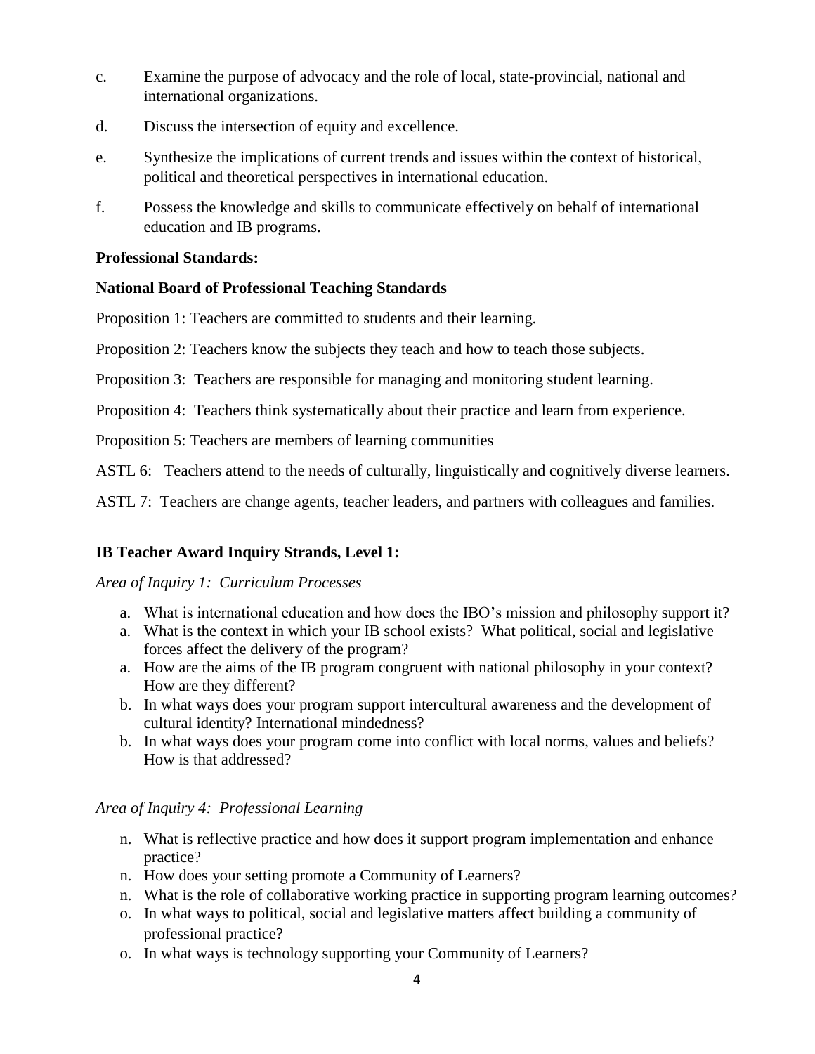c. Examine the purpose of advocacy and the role of local, state-provincial, national and international organizations.

d. Discuss the intersection of equity and excellence.

e. Synthesize the implications of current trends and issues within the context of historical, political and theoretical perspectives in international education.

f. Possess the knowledge and skills to communicate effectively on behalf of international education and IB programs.

**Professional Standards:**

**National Board of Professional Teaching Standards**

Proposition 1: Teachers are committed to students and their learning.

Proposition 2: Teachers know the subjects they teach and how to teach those subjects.

Proposition 3: Teachers are responsible for managing and monitoring student learning.

Proposition 4: Teachers think systematically about their practice and learn from experience.

Proposition 5: Teachers are members of learning communities

ASTL 6: Teachers attend to the needs of culturally, linguistically and cognitively diverse learners.

ASTL 7: Teachers are change agents, teacher leaders, and partners with colleagues and families.

**IB Teacher Award Inquiry Strands, Level 1:**

*Area of Inquiry 1: Curriculum Processes*

a. What is international education and how does the IBO's mission and philosophy support it?
a. What is the context in which your IB school exists? What political, social and legislative forces affect the delivery of the program?
a. How are the aims of the IB program congruent with national philosophy in your context? How are they different?
b. In what ways does your program support intercultural awareness and the development of cultural identity? International mindedness?
b. In what ways does your program come into conflict with local norms, values and beliefs? How is that addressed?

*Area of Inquiry 4: Professional Learning*

n. What is reflective practice and how does it support program implementation and enhance practice?
n. How does your setting promote a Community of Learners?
n. What is the role of collaborative working practice in supporting program learning outcomes?
o. In what ways to political, social and legislative matters affect building a community of professional practice?
o. In what ways is technology supporting your Community of Learners?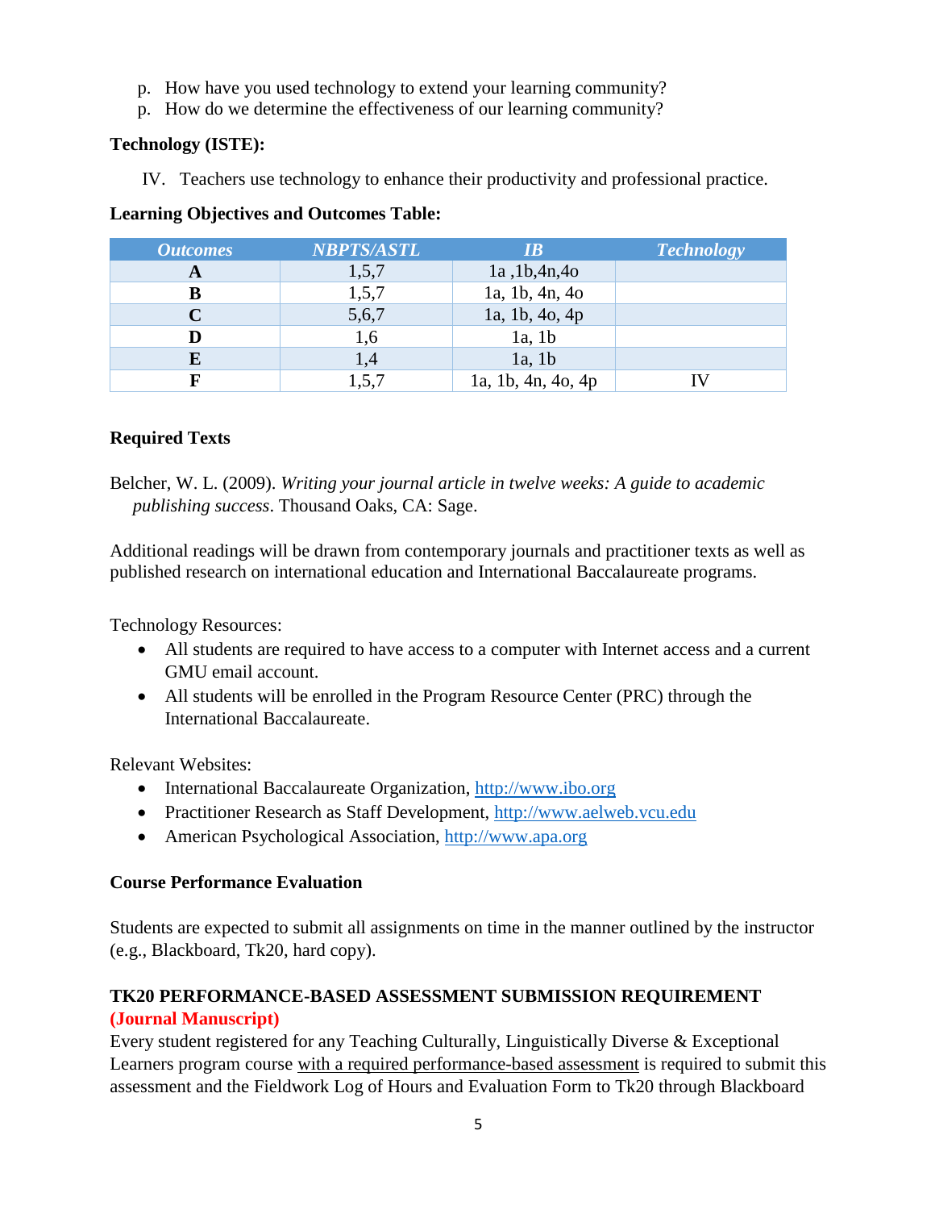p. How have you used technology to extend your learning community?
p. How do we determine the effectiveness of our learning community?

**Technology (ISTE):**

IV. Teachers use technology to enhance their productivity and professional practice.

**Learning Objectives and Outcomes Table:**

| *Outcomes* | *NBPTS/ASTL* | *IB* | *Technology* |
|---|---|---|---|
| **A** | 1,5,7 | 1a ,1b,4n,4o | |
| **B** | 1,5,7 | 1a, 1b, 4n, 4o | |
| **C** | 5,6,7 | 1a, 1b, 4o, 4p | |
| **D** | 1,6 | 1a, 1b | |
| **E** | 1,4 | 1a, 1b | |
| **F** | 1,5,7 | 1a, 1b, 4n, 4o, 4p | IV |

**Required Texts**

Belcher, W. L. (2009). *Writing your journal article in twelve weeks: A guide to academic publishing success*. Thousand Oaks, CA: Sage.

Additional readings will be drawn from contemporary journals and practitioner texts as well as published research on international education and International Baccalaureate programs.

Technology Resources:

- All students are required to have access to a computer with Internet access and a current GMU email account.
- All students will be enrolled in the Program Resource Center (PRC) through the International Baccalaureate.

Relevant Websites:

- International Baccalaureate Organization, http://www.ibo.org
- Practitioner Research as Staff Development, http://www.aelweb.vcu.edu
- American Psychological Association, http://www.apa.org

**Course Performance Evaluation**

Students are expected to submit all assignments on time in the manner outlined by the instructor (e.g., Blackboard, Tk20, hard copy).

**TK20 PERFORMANCE-BASED ASSESSMENT SUBMISSION REQUIREMENT (Journal Manuscript)**

Every student registered for any Teaching Culturally, Linguistically Diverse & Exceptional Learners program course with a required performance-based assessment is required to submit this assessment and the Fieldwork Log of Hours and Evaluation Form to Tk20 through Blackboard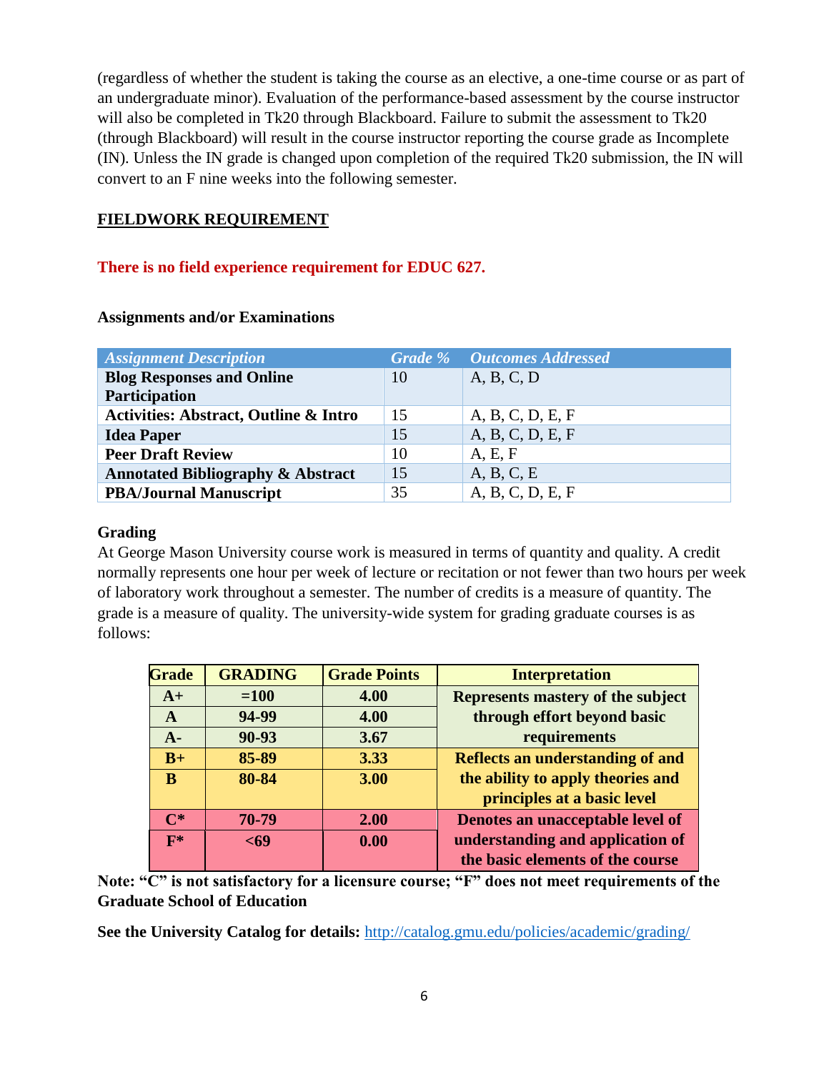(regardless of whether the student is taking the course as an elective, a one-time course or as part of an undergraduate minor). Evaluation of the performance-based assessment by the course instructor will also be completed in Tk20 through Blackboard. Failure to submit the assessment to Tk20 (through Blackboard) will result in the course instructor reporting the course grade as Incomplete (IN). Unless the IN grade is changed upon completion of the required Tk20 submission, the IN will convert to an F nine weeks into the following semester.

## FIELDWORK REQUIREMENT

**There is no field experience requirement for EDUC 627.**

### Assignments and/or Examinations

| *Assignment Description* | *Grade %* | *Outcomes Addressed* |
|---|---|---|
| **Blog Responses and Online Participation** | 10 | A, B, C, D |
| **Activities: Abstract, Outline & Intro** | 15 | A, B, C, D, E, F |
| **Idea Paper** | 15 | A, B, C, D, E, F |
| **Peer Draft Review** | 10 | A, E, F |
| **Annotated Bibliography & Abstract** | 15 | A, B, C, E |
| **PBA/Journal Manuscript** | 35 | A, B, C, D, E, F |

### Grading

At George Mason University course work is measured in terms of quantity and quality. A credit normally represents one hour per week of lecture or recitation or not fewer than two hours per week of laboratory work throughout a semester. The number of credits is a measure of quantity. The grade is a measure of quality. The university-wide system for grading graduate courses is as follows:

| Grade | GRADING | Grade Points | Interpretation |
|---|---|---|---|
| A+ | =100 | 4.00 | Represents mastery of the subject through effort beyond basic requirements |
| A | 94-99 | 4.00 | |
| A- | 90-93 | 3.67 | |
| B+ | 85-89 | 3.33 | Reflects an understanding of and the ability to apply theories and principles at a basic level |
| B | 80-84 | 3.00 | |
| C* | 70-79 | 2.00 | Denotes an unacceptable level of understanding and application of the basic elements of the course |
| F* | <69 | 0.00 | |

**Note: "C" is not satisfactory for a licensure course; "F" does not meet requirements of the Graduate School of Education**

**See the University Catalog for details:** http://catalog.gmu.edu/policies/academic/grading/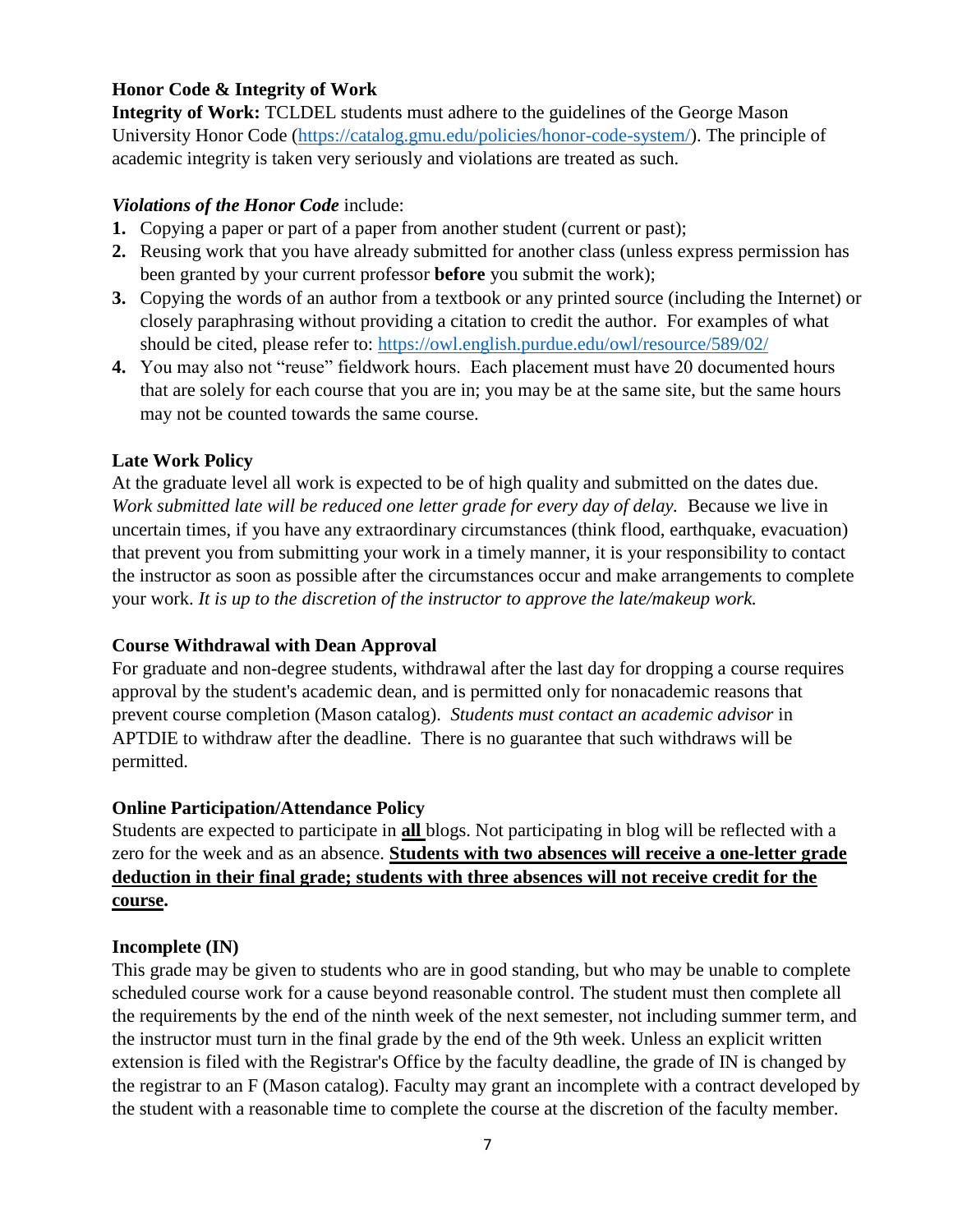**Honor Code & Integrity of Work**

**Integrity of Work:** TCLDEL students must adhere to the guidelines of the George Mason University Honor Code (https://catalog.gmu.edu/policies/honor-code-system/). The principle of academic integrity is taken very seriously and violations are treated as such.

***Violations of the Honor Code*** include:

1. Copying a paper or part of a paper from another student (current or past);
2. Reusing work that you have already submitted for another class (unless express permission has been granted by your current professor **before** you submit the work);
3. Copying the words of an author from a textbook or any printed source (including the Internet) or closely paraphrasing without providing a citation to credit the author. For examples of what should be cited, please refer to: https://owl.english.purdue.edu/owl/resource/589/02/
4. You may also not "reuse" fieldwork hours. Each placement must have 20 documented hours that are solely for each course that you are in; you may be at the same site, but the same hours may not be counted towards the same course.

**Late Work Policy**

At the graduate level all work is expected to be of high quality and submitted on the dates due. *Work submitted late will be reduced one letter grade for every day of delay.* Because we live in uncertain times, if you have any extraordinary circumstances (think flood, earthquake, evacuation) that prevent you from submitting your work in a timely manner, it is your responsibility to contact the instructor as soon as possible after the circumstances occur and make arrangements to complete your work. *It is up to the discretion of the instructor to approve the late/makeup work.*

**Course Withdrawal with Dean Approval**

For graduate and non-degree students, withdrawal after the last day for dropping a course requires approval by the student's academic dean, and is permitted only for nonacademic reasons that prevent course completion (Mason catalog). *Students must contact an academic advisor* in APTDIE to withdraw after the deadline. There is no guarantee that such withdraws will be permitted.

**Online Participation/Attendance Policy**

Students are expected to participate in **all** blogs. Not participating in blog will be reflected with a zero for the week and as an absence. **Students with two absences will receive a one-letter grade deduction in their final grade; students with three absences will not receive credit for the course.**

**Incomplete (IN)**

This grade may be given to students who are in good standing, but who may be unable to complete scheduled course work for a cause beyond reasonable control. The student must then complete all the requirements by the end of the ninth week of the next semester, not including summer term, and the instructor must turn in the final grade by the end of the 9th week. Unless an explicit written extension is filed with the Registrar's Office by the faculty deadline, the grade of IN is changed by the registrar to an F (Mason catalog). Faculty may grant an incomplete with a contract developed by the student with a reasonable time to complete the course at the discretion of the faculty member.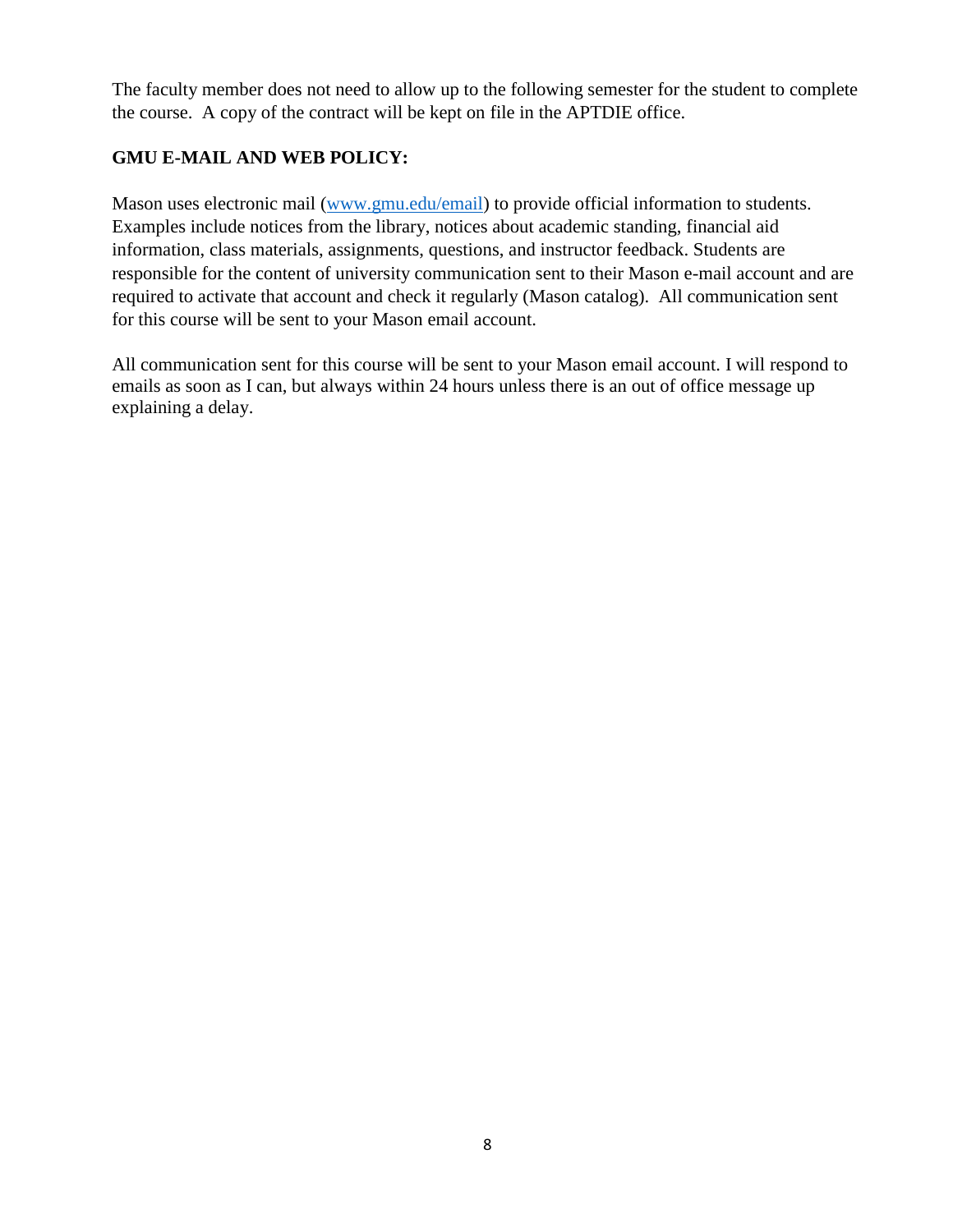The faculty member does not need to allow up to the following semester for the student to complete the course. A copy of the contract will be kept on file in the APTDIE office.

**GMU E-MAIL AND WEB POLICY:**

Mason uses electronic mail ([www.gmu.edu/email](www.gmu.edu/email)) to provide official information to students. Examples include notices from the library, notices about academic standing, financial aid information, class materials, assignments, questions, and instructor feedback. Students are responsible for the content of university communication sent to their Mason e-mail account and are required to activate that account and check it regularly (Mason catalog). All communication sent for this course will be sent to your Mason email account.

All communication sent for this course will be sent to your Mason email account. I will respond to emails as soon as I can, but always within 24 hours unless there is an out of office message up explaining a delay.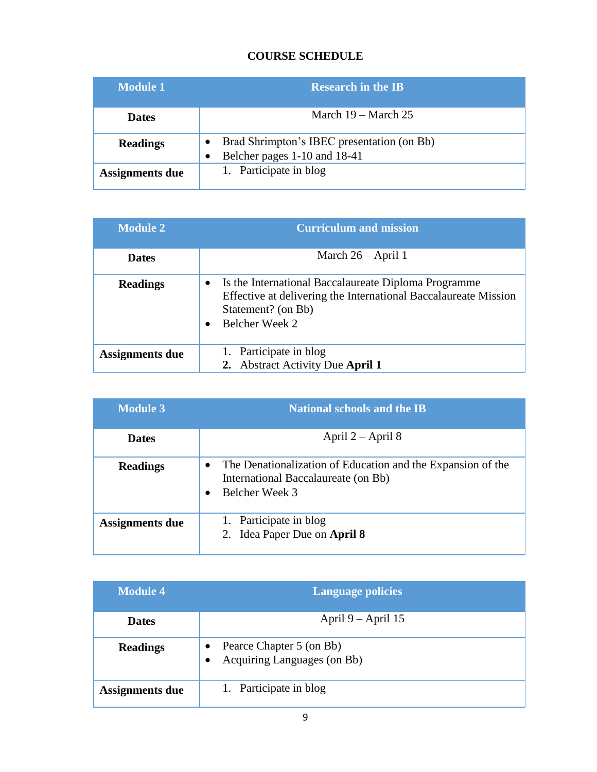# COURSE SCHEDULE

| Module 1 | Research in the IB |
|---|---|
| **Dates** | March 19 – March 25 |
| **Readings** | • Brad Shrimpton's IBEC presentation (on Bb)<br>• Belcher pages 1-10 and 18-41 |
| **Assignments due** | 1. Participate in blog |

| Module 2 | Curriculum and mission |
|---|---|
| **Dates** | March 26 – April 1 |
| **Readings** | • Is the International Baccalaureate Diploma Programme Effective at delivering the International Baccalaureate Mission Statement? (on Bb)<br>• Belcher Week 2 |
| **Assignments due** | 1. Participate in blog<br>**2.** Abstract Activity Due **April 1** |

| Module 3 | National schools and the IB |
|---|---|
| **Dates** | April 2 – April 8 |
| **Readings** | • The Denationalization of Education and the Expansion of the International Baccalaureate (on Bb)<br>• Belcher Week 3 |
| **Assignments due** | 1. Participate in blog<br>2. Idea Paper Due on **April 8** |

| Module 4 | Language policies |
|---|---|
| **Dates** | April 9 – April 15 |
| **Readings** | • Pearce Chapter 5 (on Bb)<br>• Acquiring Languages (on Bb) |
| **Assignments due** | 1. Participate in blog |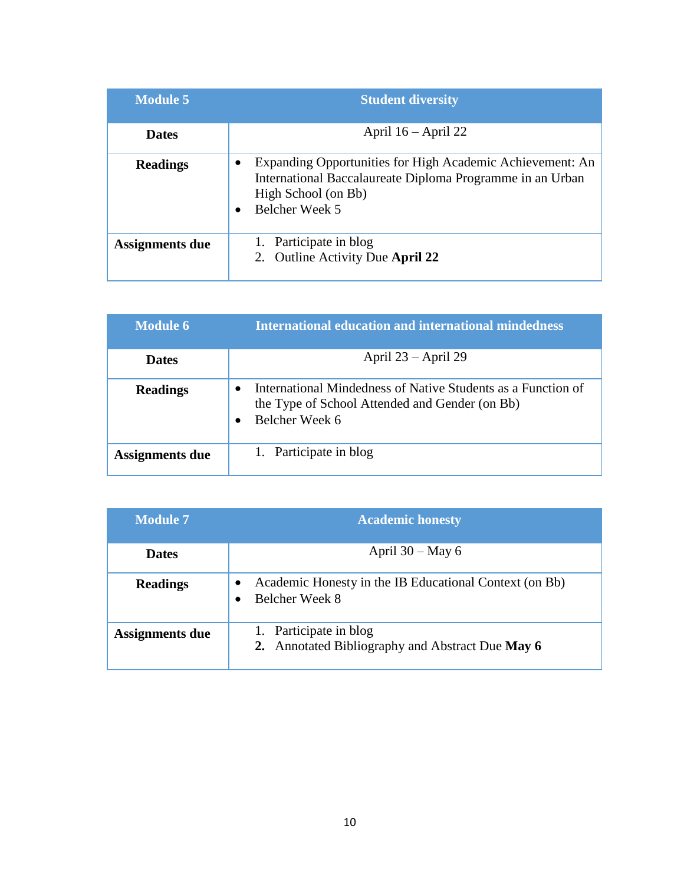| Module 5 | Student diversity |
| --- | --- |
| **Dates** | April 16 – April 22 |
| **Readings** | • Expanding Opportunities for High Academic Achievement: An International Baccalaureate Diploma Programme in an Urban High School (on Bb)<br>• Belcher Week 5 |
| **Assignments due** | 1. Participate in blog<br>2. Outline Activity Due **April 22** |

| Module 6 | International education and international mindedness |
| --- | --- |
| **Dates** | April 23 – April 29 |
| **Readings** | • International Mindedness of Native Students as a Function of the Type of School Attended and Gender (on Bb)<br>• Belcher Week 6 |
| **Assignments due** | 1. Participate in blog |

| Module 7 | Academic honesty |
| --- | --- |
| **Dates** | April 30 – May 6 |
| **Readings** | • Academic Honesty in the IB Educational Context (on Bb)<br>• Belcher Week 8 |
| **Assignments due** | 1. Participate in blog<br>**2.** Annotated Bibliography and Abstract Due **May 6** |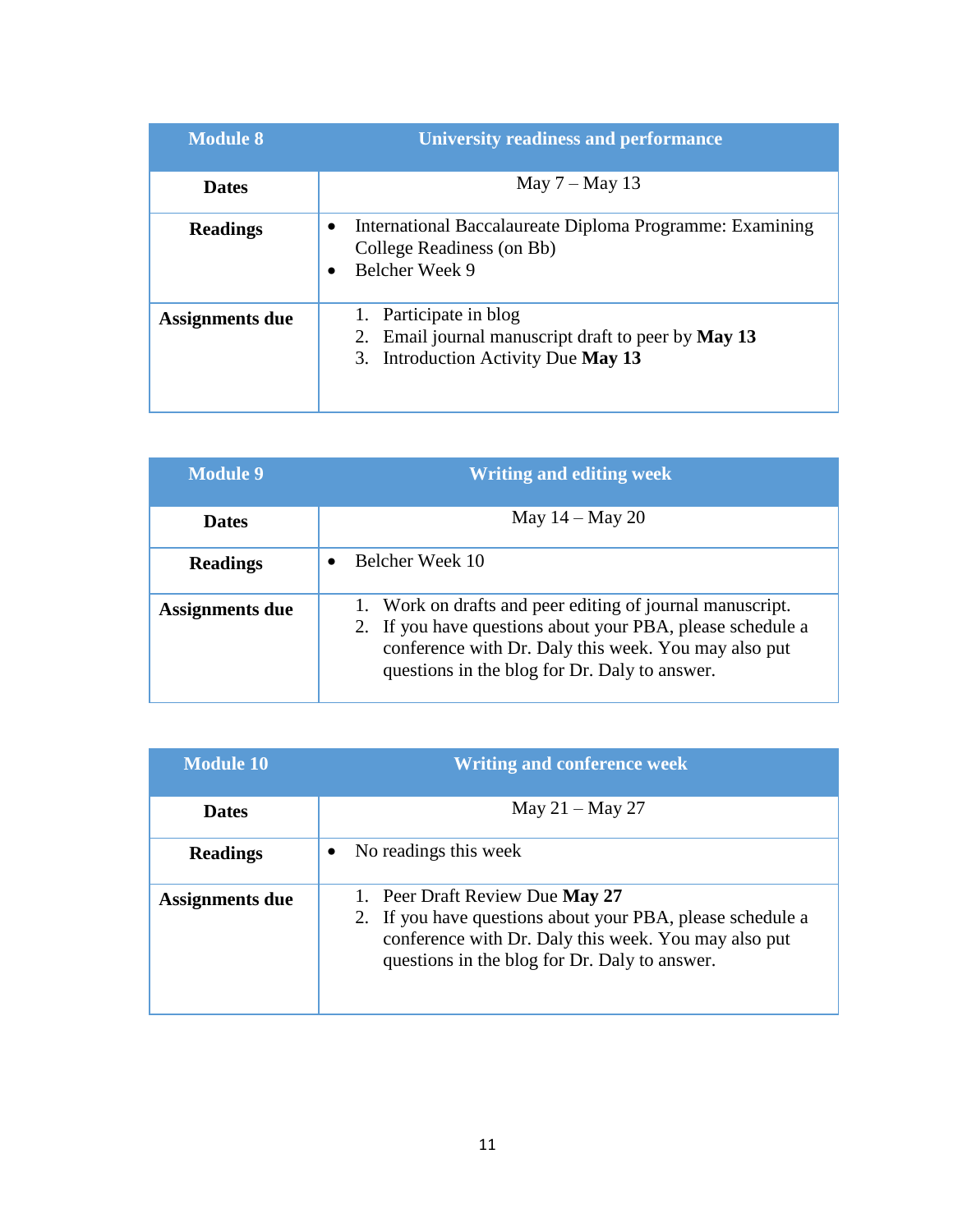| Module 8 | University readiness and performance |
|---|---|
| **Dates** | May 7 – May 13 |
| **Readings** | • International Baccalaureate Diploma Programme: Examining College Readiness (on Bb)<br>• Belcher Week 9 |
| **Assignments due** | 1. Participate in blog<br>2. Email journal manuscript draft to peer by **May 13**<br>3. Introduction Activity Due **May 13** |

| Module 9 | Writing and editing week |
|---|---|
| **Dates** | May 14 – May 20 |
| **Readings** | • Belcher Week 10 |
| **Assignments due** | 1. Work on drafts and peer editing of journal manuscript.<br>2. If you have questions about your PBA, please schedule a conference with Dr. Daly this week. You may also put questions in the blog for Dr. Daly to answer. |

| Module 10 | Writing and conference week |
|---|---|
| **Dates** | May 21 – May 27 |
| **Readings** | • No readings this week |
| **Assignments due** | 1. Peer Draft Review Due **May 27**<br>2. If you have questions about your PBA, please schedule a conference with Dr. Daly this week. You may also put questions in the blog for Dr. Daly to answer. |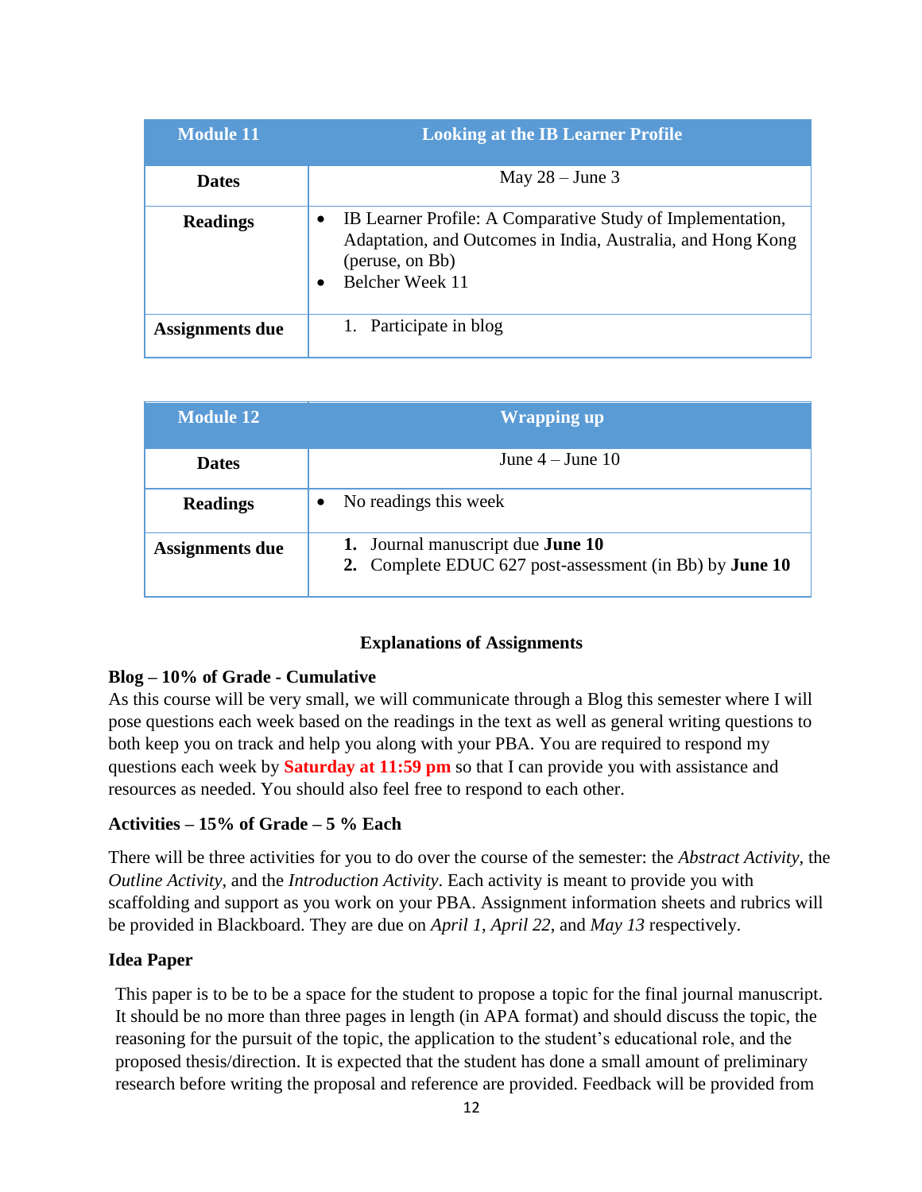| Module 11 | Looking at the IB Learner Profile |
|---|---|
| **Dates** | May 28 – June 3 |
| **Readings** | • IB Learner Profile: A Comparative Study of Implementation, Adaptation, and Outcomes in India, Australia, and Hong Kong (peruse, on Bb)<br>• Belcher Week 11 |
| **Assignments due** | 1. Participate in blog |

| Module 12 | Wrapping up |
|---|---|
| **Dates** | June 4 – June 10 |
| **Readings** | • No readings this week |
| **Assignments due** | **1.** Journal manuscript due **June 10**<br>**2.** Complete EDUC 627 post-assessment (in Bb) by **June 10** |

## Explanations of Assignments

**Blog – 10% of Grade - Cumulative**

As this course will be very small, we will communicate through a Blog this semester where I will pose questions each week based on the readings in the text as well as general writing questions to both keep you on track and help you along with your PBA. You are required to respond my questions each week by **Saturday at 11:59 pm** so that I can provide you with assistance and resources as needed. You should also feel free to respond to each other.

**Activities – 15% of Grade – 5 % Each**

There will be three activities for you to do over the course of the semester: the *Abstract Activity*, the *Outline Activity*, and the *Introduction Activity*. Each activity is meant to provide you with scaffolding and support as you work on your PBA. Assignment information sheets and rubrics will be provided in Blackboard. They are due on *April 1*, *April 22*, and *May 13* respectively.

**Idea Paper**

This paper is to be to be a space for the student to propose a topic for the final journal manuscript. It should be no more than three pages in length (in APA format) and should discuss the topic, the reasoning for the pursuit of the topic, the application to the student's educational role, and the proposed thesis/direction. It is expected that the student has done a small amount of preliminary research before writing the proposal and reference are provided. Feedback will be provided from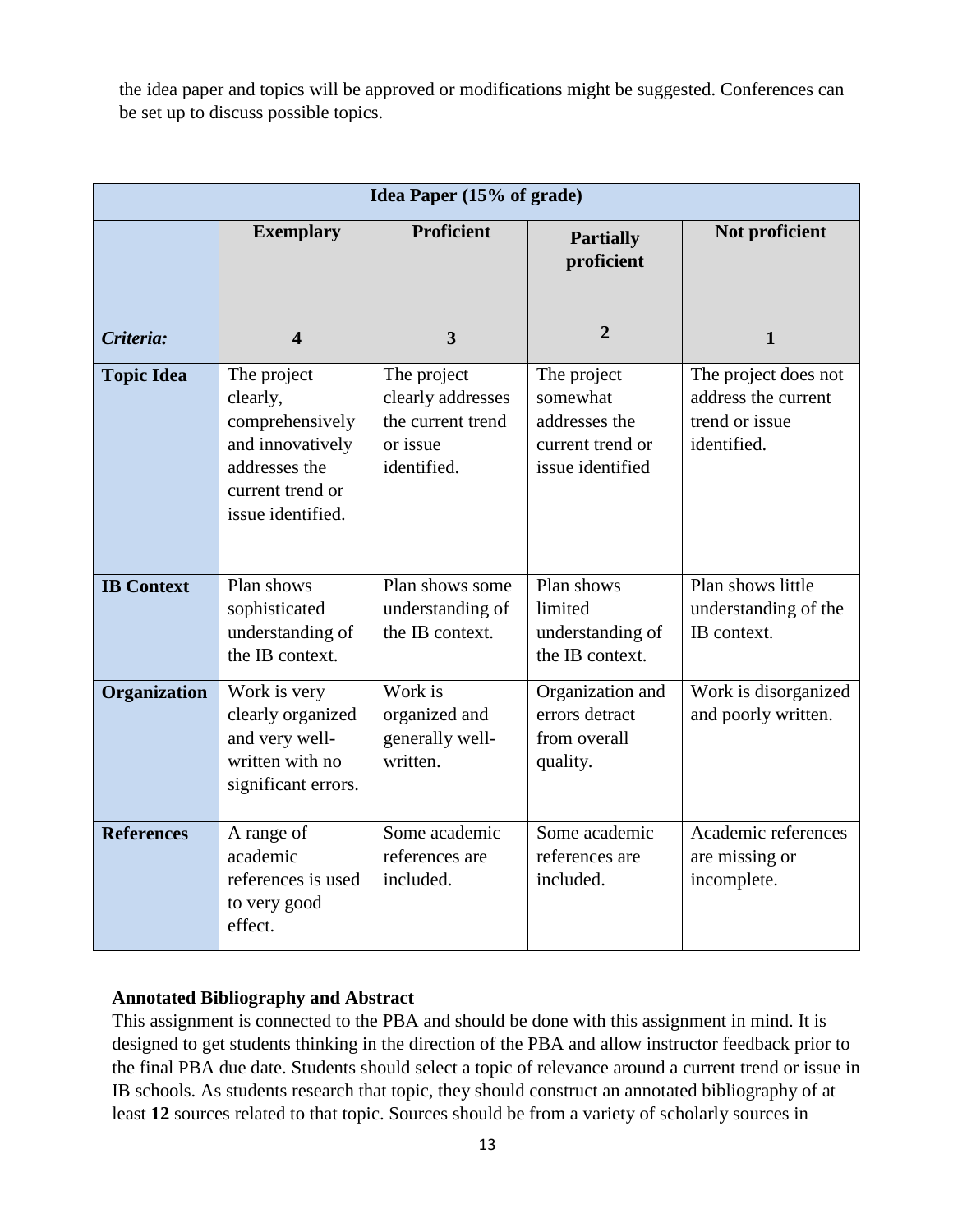the idea paper and topics will be approved or modifications might be suggested. Conferences can be set up to discuss possible topics.

| **Idea Paper (15% of grade)** | | | | |
|---|---|---|---|---|
| | **Exemplary** | **Proficient** | **Partially proficient** | **Not proficient** |
| ***Criteria:*** | **4** | **3** | **2** | **1** |
| **Topic Idea** | The project clearly, comprehensively and innovatively addresses the current trend or issue identified. | The project clearly addresses the current trend or issue identified. | The project somewhat addresses the current trend or issue identified | The project does not address the current trend or issue identified. |
| **IB Context** | Plan shows sophisticated understanding of the IB context. | Plan shows some understanding of the IB context. | Plan shows limited understanding of the IB context. | Plan shows little understanding of the IB context. |
| **Organization** | Work is very clearly organized and very well-written with no significant errors. | Work is organized and generally well-written. | Organization and errors detract from overall quality. | Work is disorganized and poorly written. |
| **References** | A range of academic references is used to very good effect. | Some academic references are included. | Some academic references are included. | Academic references are missing or incomplete. |

**Annotated Bibliography and Abstract**

This assignment is connected to the PBA and should be done with this assignment in mind. It is designed to get students thinking in the direction of the PBA and allow instructor feedback prior to the final PBA due date. Students should select a topic of relevance around a current trend or issue in IB schools. As students research that topic, they should construct an annotated bibliography of at least **12** sources related to that topic. Sources should be from a variety of scholarly sources in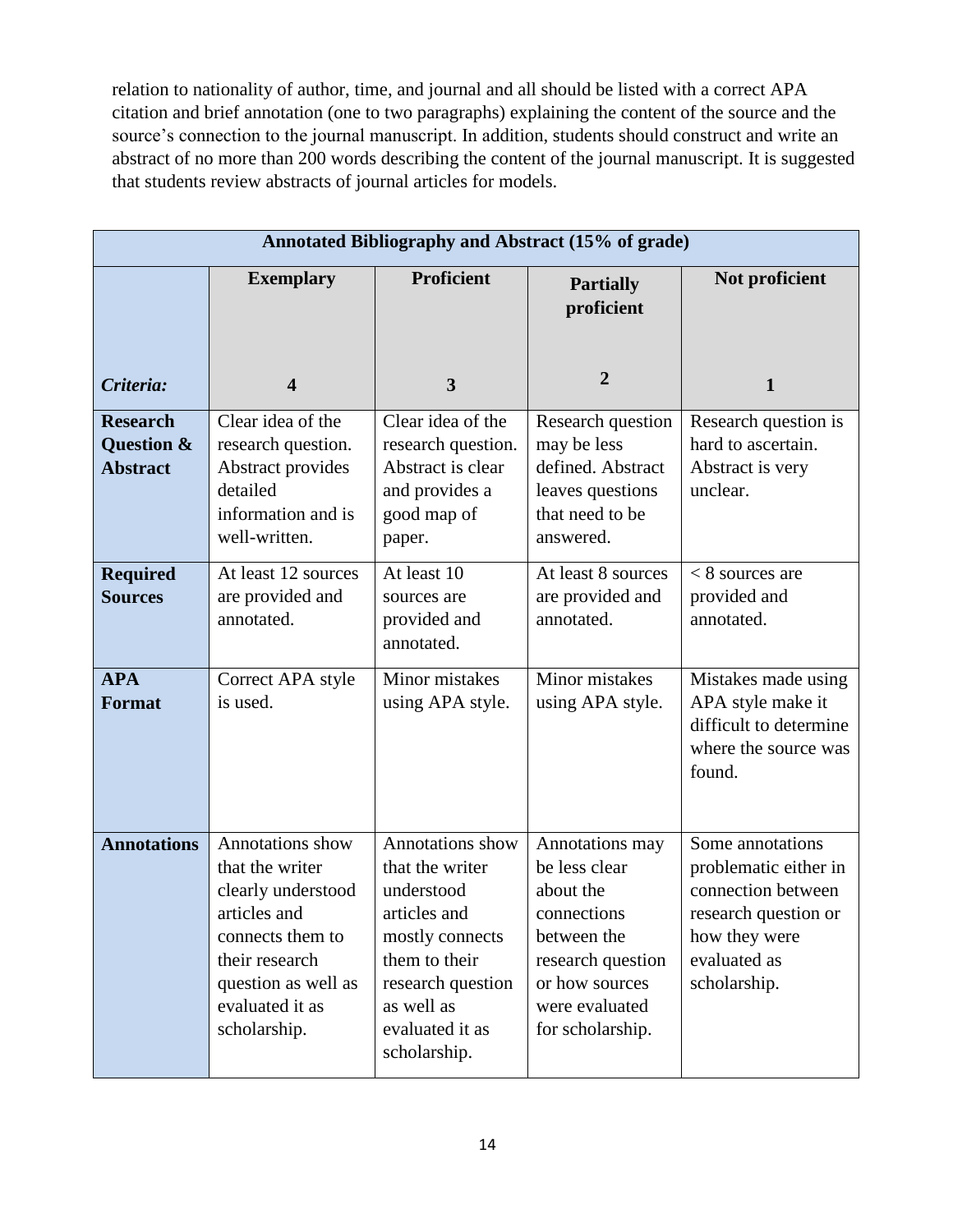relation to nationality of author, time, and journal and all should be listed with a correct APA citation and brief annotation (one to two paragraphs) explaining the content of the source and the source's connection to the journal manuscript. In addition, students should construct and write an abstract of no more than 200 words describing the content of the journal manuscript. It is suggested that students review abstracts of journal articles for models.

| **Annotated Bibliography and Abstract (15% of grade)** | | | | |
|---|---|---|---|---|
| | **Exemplary** | **Proficient** | **Partially proficient** | **Not proficient** |
| ***Criteria:*** | **4** | **3** | **2** | **1** |
| **Research Question & Abstract** | Clear idea of the research question. Abstract provides detailed information and is well-written. | Clear idea of the research question. Abstract is clear and provides a good map of paper. | Research question may be less defined. Abstract leaves questions that need to be answered. | Research question is hard to ascertain. Abstract is very unclear. |
| **Required Sources** | At least 12 sources are provided and annotated. | At least 10 sources are provided and annotated. | At least 8 sources are provided and annotated. | < 8 sources are provided and annotated. |
| **APA Format** | Correct APA style is used. | Minor mistakes using APA style. | Minor mistakes using APA style. | Mistakes made using APA style make it difficult to determine where the source was found. |
| **Annotations** | Annotations show that the writer clearly understood articles and connects them to their research question as well as evaluated it as scholarship. | Annotations show that the writer understood articles and mostly connects them to their research question as well as evaluated it as scholarship. | Annotations may be less clear about the connections between the research question or how sources were evaluated for scholarship. | Some annotations problematic either in connection between research question or how they were evaluated as scholarship. |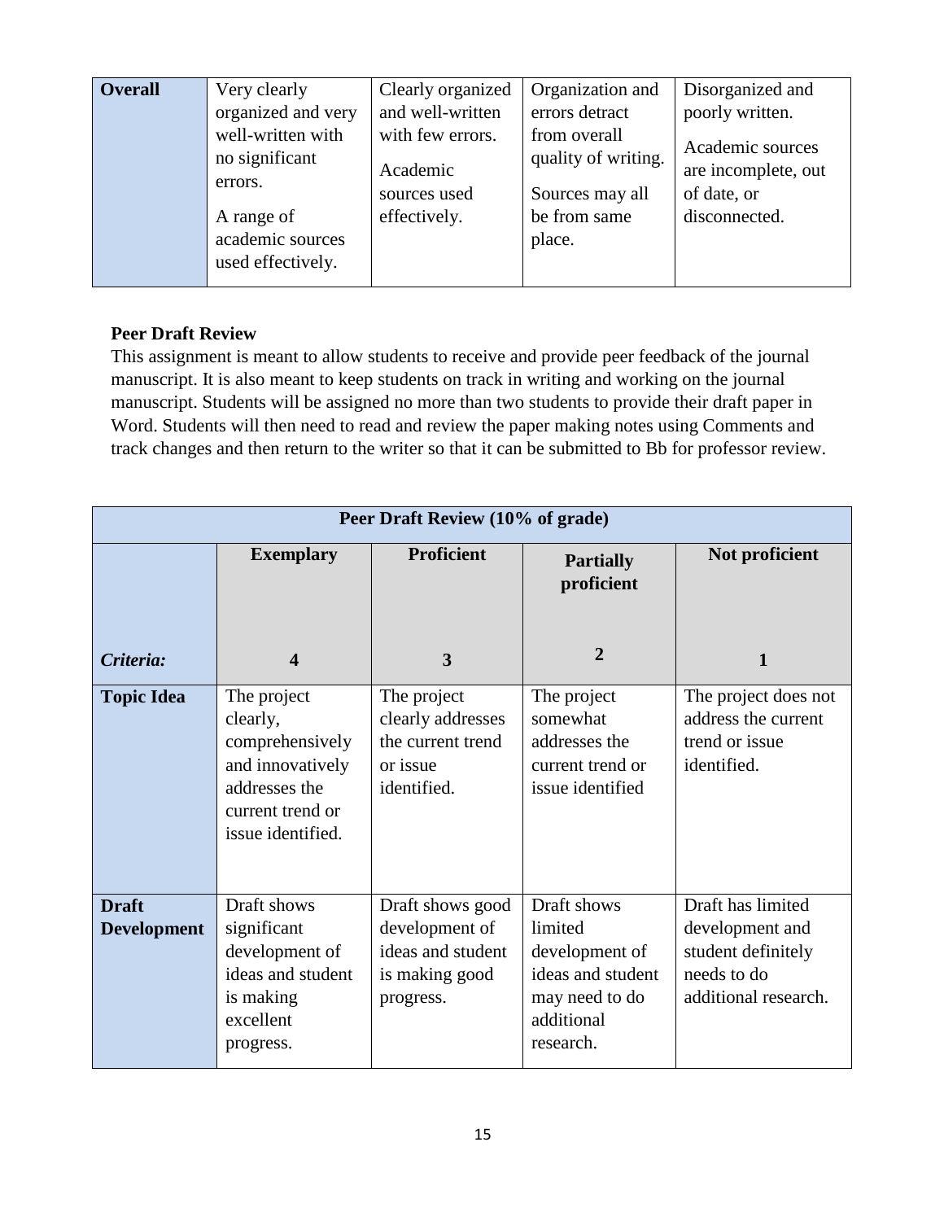| **Overall** | Very clearly organized and very well-written with no significant errors.<br>A range of academic sources used effectively. | Clearly organized and well-written with few errors.<br>Academic sources used effectively. | Organization and errors detract from overall quality of writing.<br>Sources may all be from same place. | Disorganized and poorly written.<br>Academic sources are incomplete, out of date, or disconnected. |
|---|---|---|---|---|

**Peer Draft Review**

This assignment is meant to allow students to receive and provide peer feedback of the journal manuscript. It is also meant to keep students on track in writing and working on the journal manuscript. Students will be assigned no more than two students to provide their draft paper in Word. Students will then need to read and review the paper making notes using Comments and track changes and then return to the writer so that it can be submitted to Bb for professor review.

| **Peer Draft Review (10% of grade)** | | | | |
|---|---|---|---|---|
| | **Exemplary** | **Proficient** | **Partially proficient** | **Not proficient** |
| ***Criteria:*** | **4** | **3** | **2** | **1** |
| **Topic Idea** | The project clearly, comprehensively and innovatively addresses the current trend or issue identified. | The project clearly addresses the current trend or issue identified. | The project somewhat addresses the current trend or issue identified | The project does not address the current trend or issue identified. |
| **Draft Development** | Draft shows significant development of ideas and student is making excellent progress. | Draft shows good development of ideas and student is making good progress. | Draft shows limited development of ideas and student may need to do additional research. | Draft has limited development and student definitely needs to do additional research. |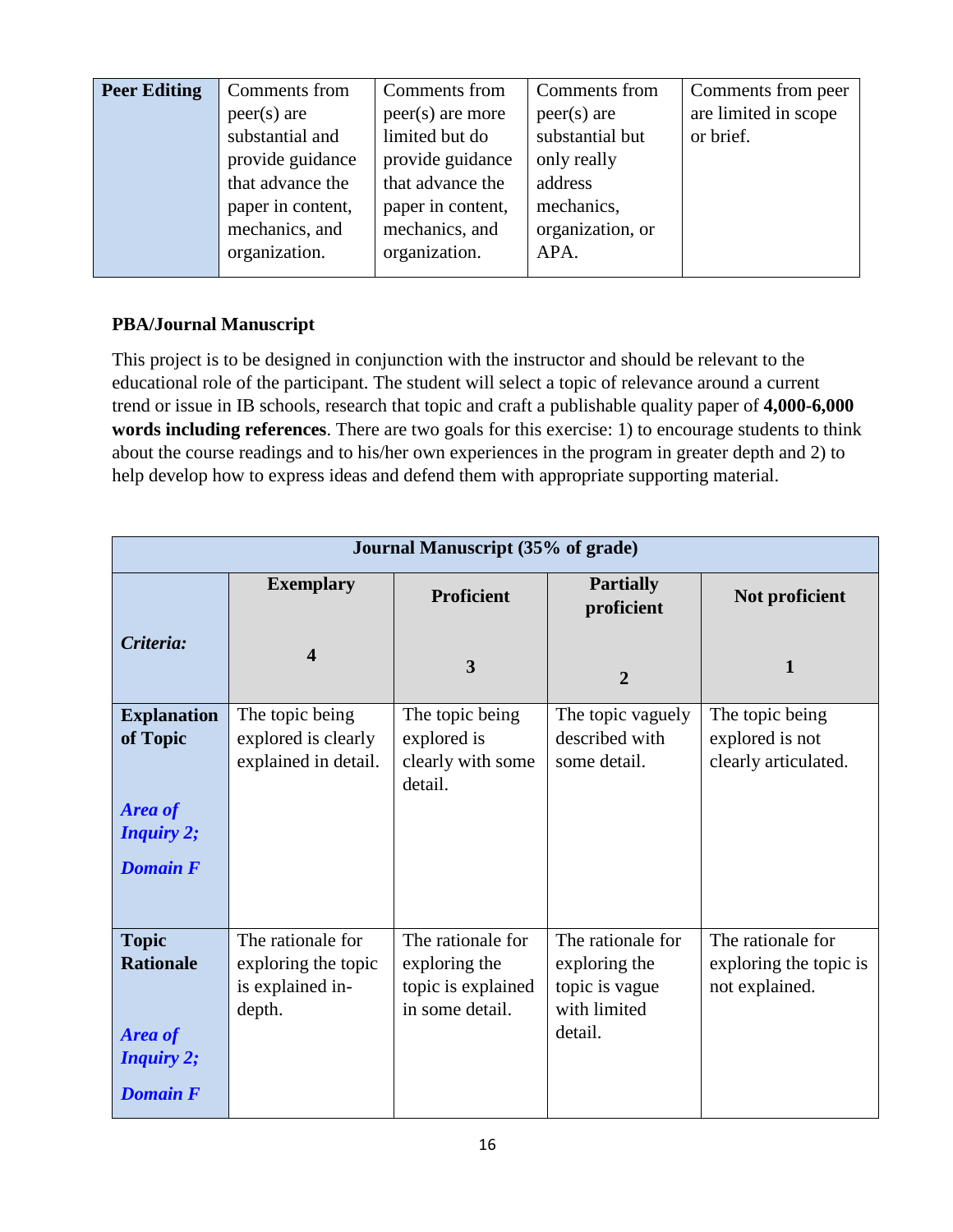| Peer Editing | Comments from peer(s) are substantial and provide guidance that advance the paper in content, mechanics, and organization. | Comments from peer(s) are more limited but do provide guidance that advance the paper in content, mechanics, and organization. | Comments from peer(s) are substantial but only really address mechanics, organization, or APA. | Comments from peer are limited in scope or brief. |
|---|---|---|---|---|

**PBA/Journal Manuscript**

This project is to be designed in conjunction with the instructor and should be relevant to the educational role of the participant. The student will select a topic of relevance around a current trend or issue in IB schools, research that topic and craft a publishable quality paper of **4,000-6,000 words including references**. There are two goals for this exercise: 1) to encourage students to think about the course readings and to his/her own experiences in the program in greater depth and 2) to help develop how to express ideas and defend them with appropriate supporting material.

| **Journal Manuscript (35% of grade)** | | | | |
|---|---|---|---|---|
| ***Criteria:*** | **Exemplary** **4** | **Proficient** **3** | **Partially proficient** **2** | **Not proficient** **1** |
| **Explanation of Topic** ***Area of Inquiry 2; Domain F*** | The topic being explored is clearly explained in detail. | The topic being explored is clearly with some detail. | The topic vaguely described with some detail. | The topic being explored is not clearly articulated. |
| **Topic Rationale** ***Area of Inquiry 2; Domain F*** | The rationale for exploring the topic is explained in-depth. | The rationale for exploring the topic is explained in some detail. | The rationale for exploring the topic is vague with limited detail. | The rationale for exploring the topic is not explained. |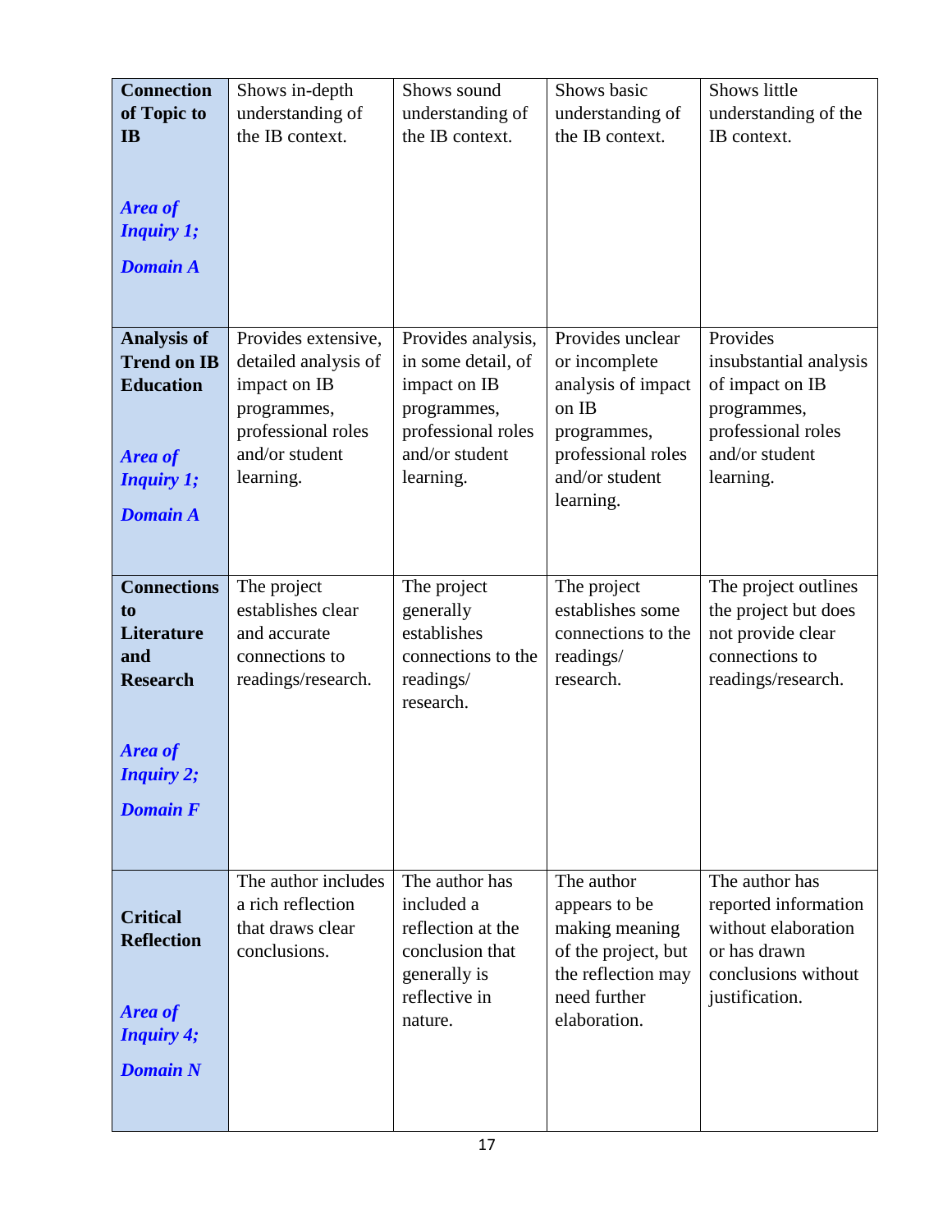| **Connection of Topic to IB** <br><br> ***Area of Inquiry 1;*** <br> ***Domain A*** | Shows in-depth understanding of the IB context. | Shows sound understanding of the IB context. | Shows basic understanding of the IB context. | Shows little understanding of the IB context. |
|---|---|---|---|---|
| **Analysis of Trend on IB Education** <br><br> ***Area of Inquiry 1;*** <br> ***Domain A*** | Provides extensive, detailed analysis of impact on IB programmes, professional roles and/or student learning. | Provides analysis, in some detail, of impact on IB programmes, professional roles and/or student learning. | Provides unclear or incomplete analysis of impact on IB programmes, professional roles and/or student learning. | Provides insubstantial analysis of impact on IB programmes, professional roles and/or student learning. |
| **Connections to Literature and Research** <br><br> ***Area of Inquiry 2;*** <br> ***Domain F*** | The project establishes clear and accurate connections to readings/research. | The project generally establishes connections to the readings/ research. | The project establishes some connections to the readings/ research. | The project outlines the project but does not provide clear connections to readings/research. |
| **Critical Reflection** <br><br> ***Area of Inquiry 4;*** <br> ***Domain N*** | The author includes a rich reflection that draws clear conclusions. | The author has included a reflection at the conclusion that generally is reflective in nature. | The author appears to be making meaning of the project, but the reflection may need further elaboration. | The author has reported information without elaboration or has drawn conclusions without justification. |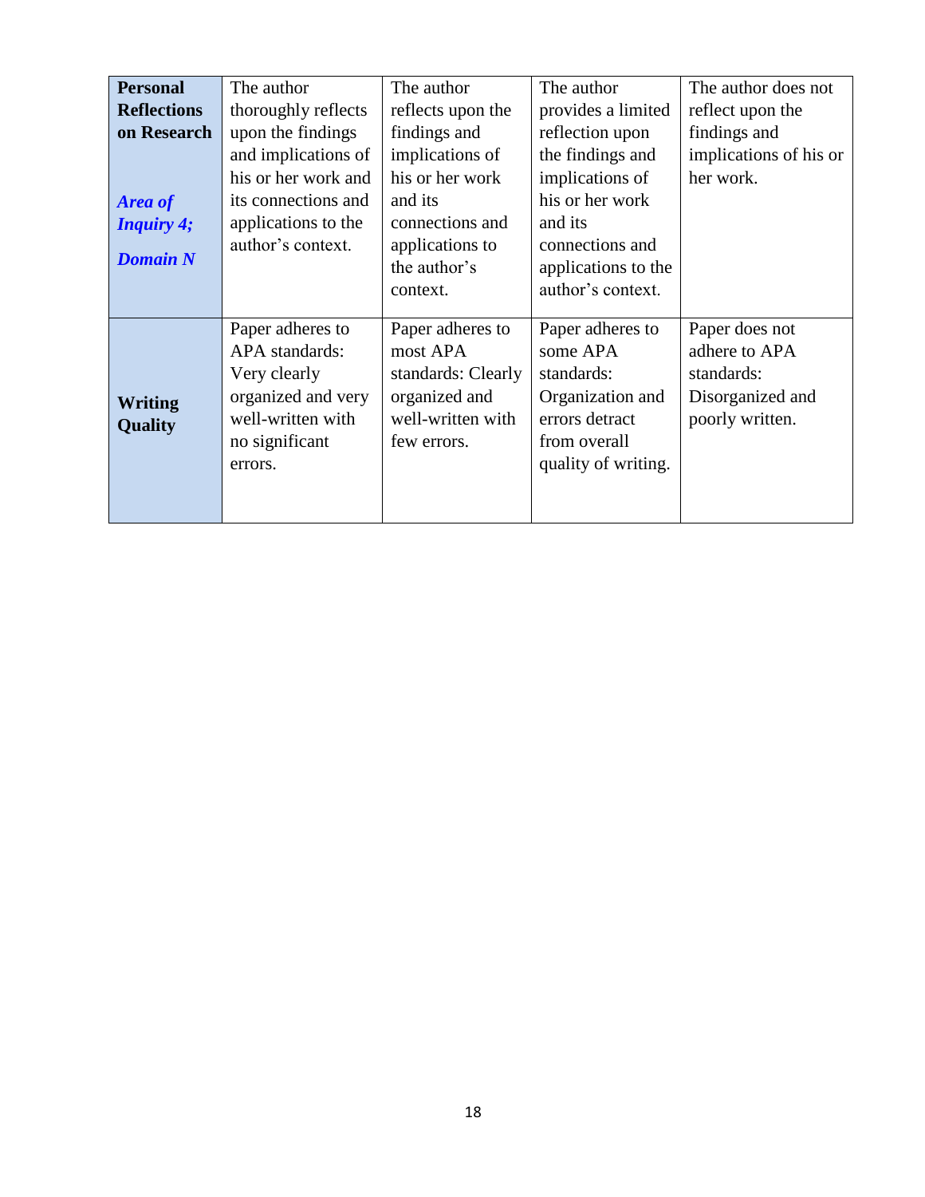| | | | | |
|---|---|---|---|---|
| **Personal Reflections on Research**<br><br>***Area of Inquiry 4;***<br><br>***Domain N*** | The author thoroughly reflects upon the findings and implications of his or her work and its connections and applications to the author's context. | The author reflects upon the findings and implications of his or her work and its connections and applications to the author's context. | The author provides a limited reflection upon the findings and implications of his or her work and its connections and applications to the author's context. | The author does not reflect upon the findings and implications of his or her work. |
| **Writing Quality** | Paper adheres to APA standards: Very clearly organized and very well-written with no significant errors. | Paper adheres to most APA standards: Clearly organized and well-written with few errors. | Paper adheres to some APA standards: Organization and errors detract from overall quality of writing. | Paper does not adhere to APA standards: Disorganized and poorly written. |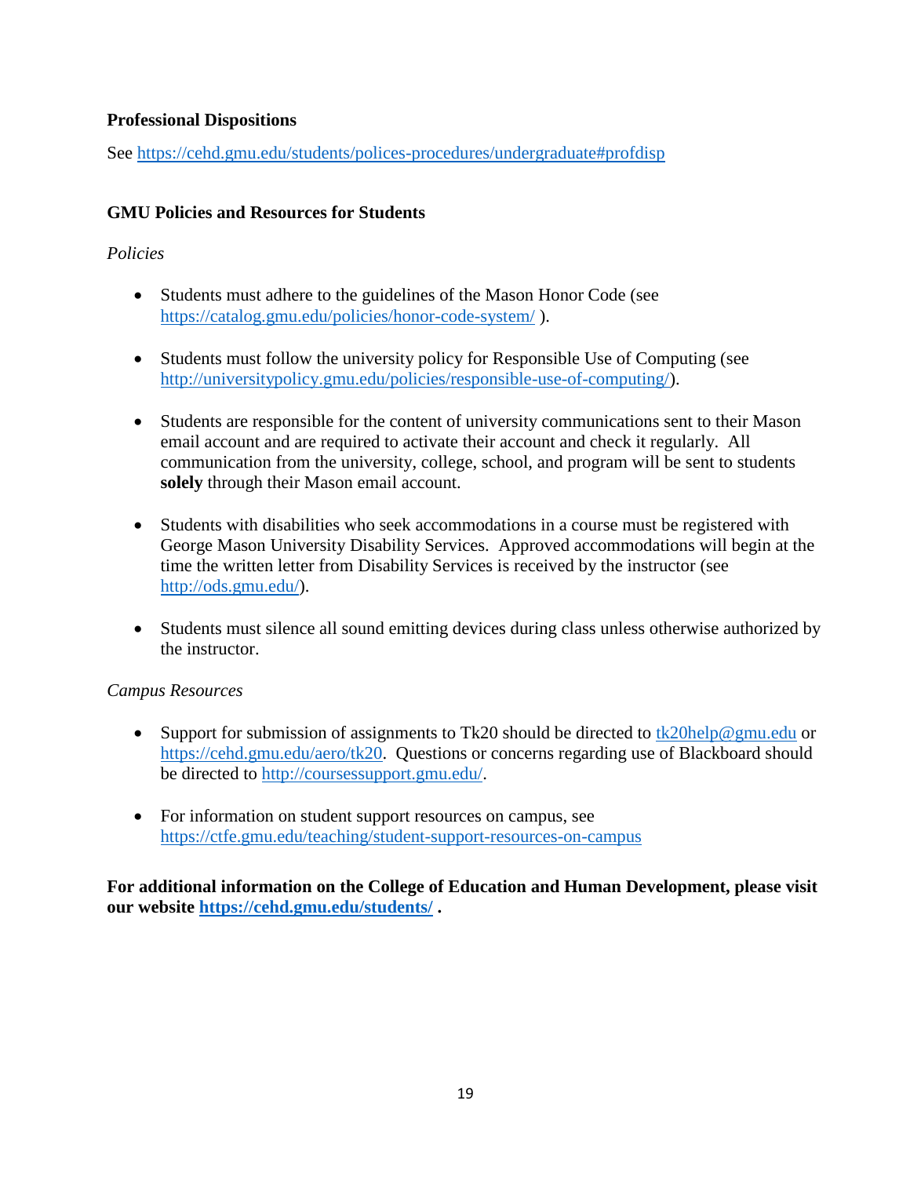### Professional Dispositions

See https://cehd.gmu.edu/students/polices-procedures/undergraduate#profdisp

### GMU Policies and Resources for Students

*Policies*

- Students must adhere to the guidelines of the Mason Honor Code (see https://catalog.gmu.edu/policies/honor-code-system/ ).

- Students must follow the university policy for Responsible Use of Computing (see http://universitypolicy.gmu.edu/policies/responsible-use-of-computing/).

- Students are responsible for the content of university communications sent to their Mason email account and are required to activate their account and check it regularly. All communication from the university, college, school, and program will be sent to students **solely** through their Mason email account.

- Students with disabilities who seek accommodations in a course must be registered with George Mason University Disability Services. Approved accommodations will begin at the time the written letter from Disability Services is received by the instructor (see http://ods.gmu.edu/).

- Students must silence all sound emitting devices during class unless otherwise authorized by the instructor.

*Campus Resources*

- Support for submission of assignments to Tk20 should be directed to tk20help@gmu.edu or https://cehd.gmu.edu/aero/tk20. Questions or concerns regarding use of Blackboard should be directed to http://coursessupport.gmu.edu/.

- For information on student support resources on campus, see https://ctfe.gmu.edu/teaching/student-support-resources-on-campus

**For additional information on the College of Education and Human Development, please visit our website https://cehd.gmu.edu/students/ .**